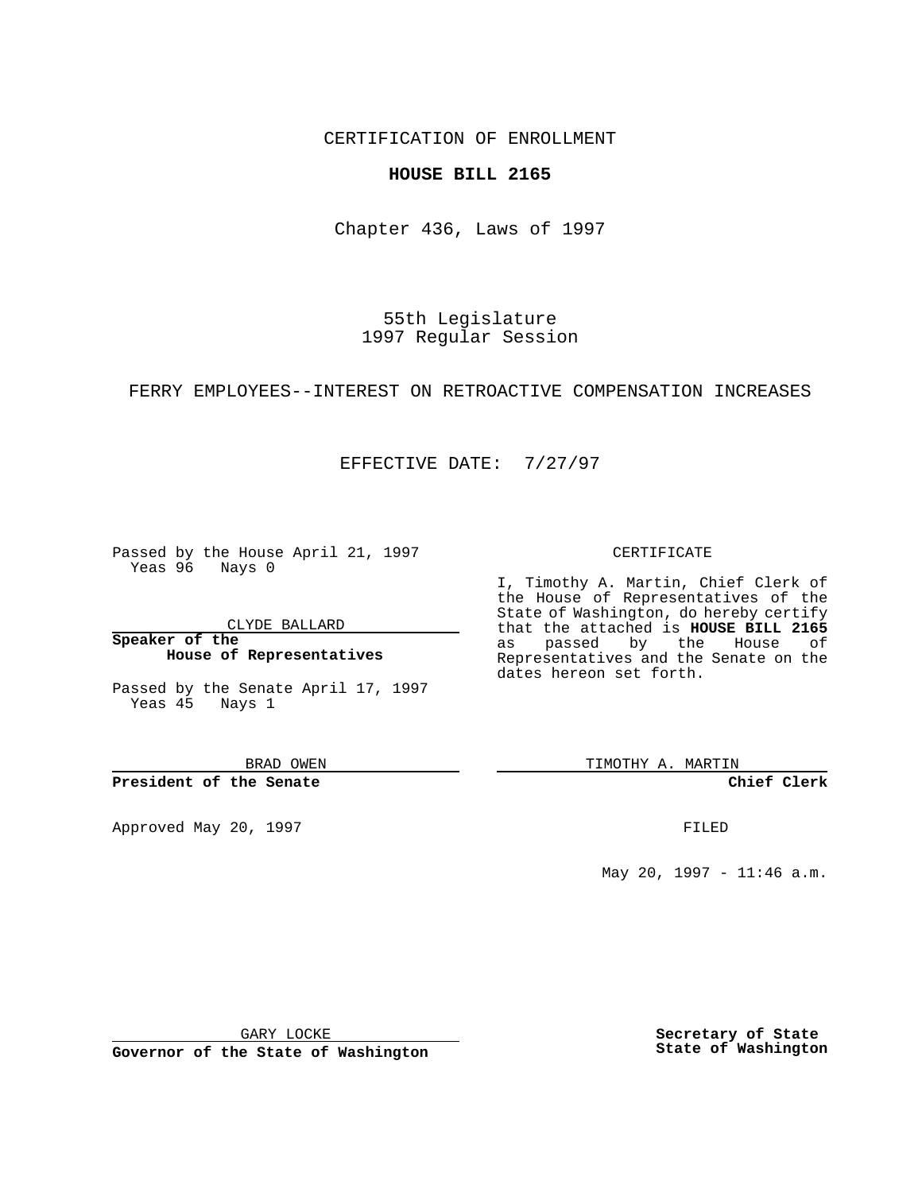CERTIFICATION OF ENROLLMENT

**HOUSE BILL 2165**

Chapter 436, Laws of 1997

55th Legislature
1997 Regular Session

FERRY EMPLOYEES--INTEREST ON RETROACTIVE COMPENSATION INCREASES

EFFECTIVE DATE: 7/27/97

Passed by the House April 21, 1997
Yeas 96 Nays 0

CLYDE BALLARD

**Speaker of the House of Representatives**

Passed by the Senate April 17, 1997
Yeas 45 Nays 1

BRAD OWEN

**President of the Senate**

Approved May 20, 1997

GARY LOCKE

**Governor of the State of Washington**

CERTIFICATE

I, Timothy A. Martin, Chief Clerk of the House of Representatives of the State of Washington, do hereby certify that the attached is **HOUSE BILL 2165** as passed by the House of Representatives and the Senate on the dates hereon set forth.

TIMOTHY A. MARTIN

**Chief Clerk**

FILED

May 20, 1997 - 11:46 a.m.

**Secretary of State State of Washington**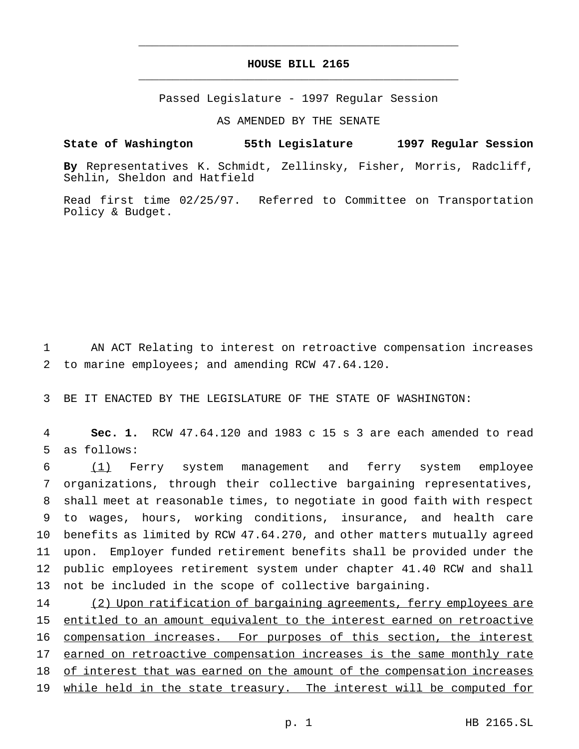# HOUSE BILL 2165

Passed Legislature - 1997 Regular Session

AS AMENDED BY THE SENATE

**State of Washington 55th Legislature 1997 Regular Session**

**By** Representatives K. Schmidt, Zellinsky, Fisher, Morris, Radcliff, Sehlin, Sheldon and Hatfield

Read first time 02/25/97. Referred to Committee on Transportation Policy & Budget.

AN ACT Relating to interest on retroactive compensation increases to marine employees; and amending RCW 47.64.120.

BE IT ENACTED BY THE LEGISLATURE OF THE STATE OF WASHINGTON:

**Sec. 1.** RCW 47.64.120 and 1983 c 15 s 3 are each amended to read as follows:

(1) Ferry system management and ferry system employee organizations, through their collective bargaining representatives, shall meet at reasonable times, to negotiate in good faith with respect to wages, hours, working conditions, insurance, and health care benefits as limited by RCW 47.64.270, and other matters mutually agreed upon. Employer funded retirement benefits shall be provided under the public employees retirement system under chapter 41.40 RCW and shall not be included in the scope of collective bargaining.

(2) Upon ratification of bargaining agreements, ferry employees are entitled to an amount equivalent to the interest earned on retroactive compensation increases. For purposes of this section, the interest earned on retroactive compensation increases is the same monthly rate of interest that was earned on the amount of the compensation increases while held in the state treasury. The interest will be computed for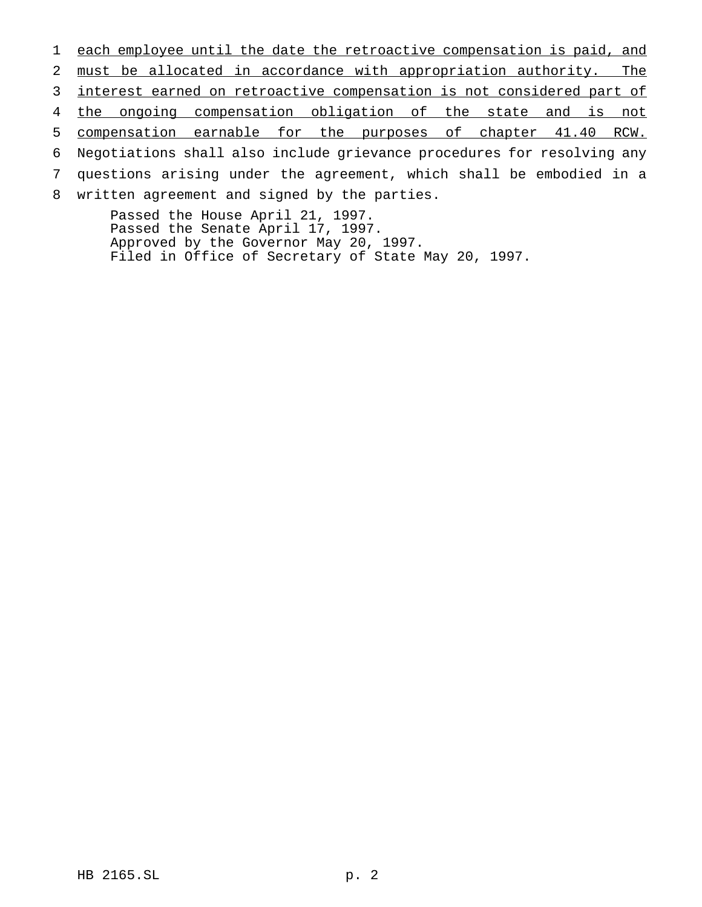each employee until the date the retroactive compensation is paid, and must be allocated in accordance with appropriation authority. The interest earned on retroactive compensation is not considered part of the ongoing compensation obligation of the state and is not compensation earnable for the purposes of chapter 41.40 RCW. Negotiations shall also include grievance procedures for resolving any questions arising under the agreement, which shall be embodied in a written agreement and signed by the parties.

Passed the House April 21, 1997.
Passed the Senate April 17, 1997.
Approved by the Governor May 20, 1997.
Filed in Office of Secretary of State May 20, 1997.